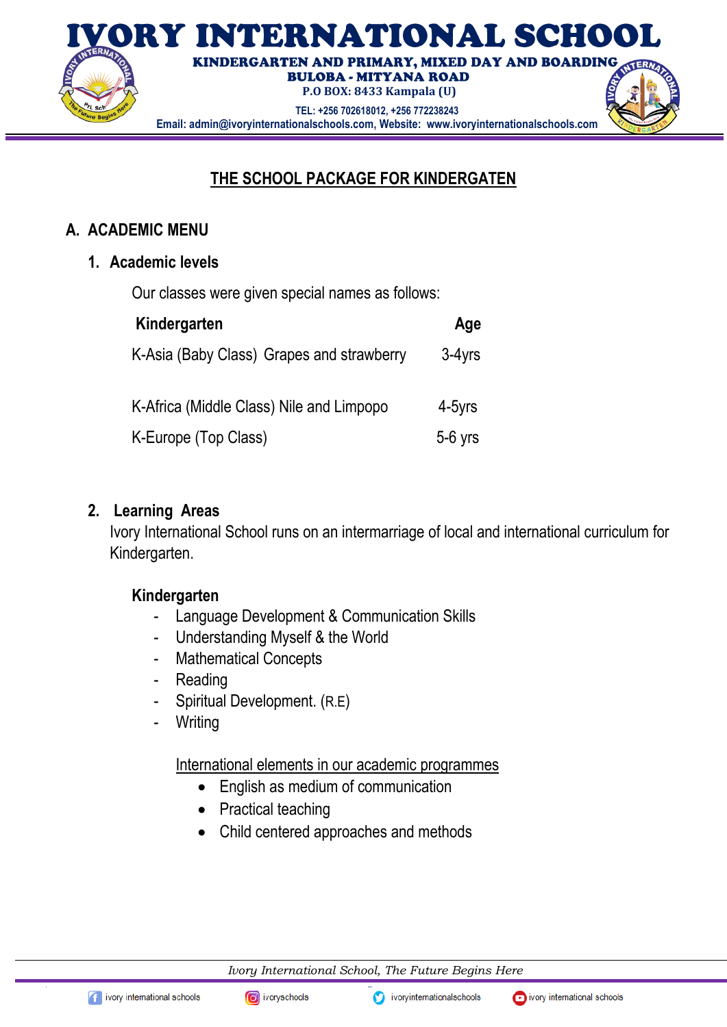# IVORY INTERNATIONAL SCHOOL

**KINDERGARTEN AND PRIMARY, MIXED DAY AND BOARDING**
**BULOBA - MITYANA ROAD**
**P.O BOX: 8433 Kampala (U)**
**TEL: +256 702618012, +256 772238243**
**Email: admin@ivoryinternationalschools.com, Website: www.ivoryinternationalschools.com**

## THE SCHOOL PACKAGE FOR KINDERGATEN

### A. ACADEMIC MENU

#### 1. Academic levels

Our classes were given special names as follows:

| Kindergarten | Age |
|---|---|
| K-Asia (Baby Class) Grapes and strawberry | 3-4yrs |
| K-Africa (Middle Class) Nile and Limpopo | 4-5yrs |
| K-Europe (Top Class) | 5-6 yrs |

#### 2. Learning Areas

Ivory International School runs on an intermarriage of local and international curriculum for Kindergarten.

**Kindergarten**

- Language Development & Communication Skills
- Understanding Myself & the World
- Mathematical Concepts
- Reading
- Spiritual Development. (R.E)
- Writing

International elements in our academic programmes

- English as medium of communication
- Practical teaching
- Child centered approaches and methods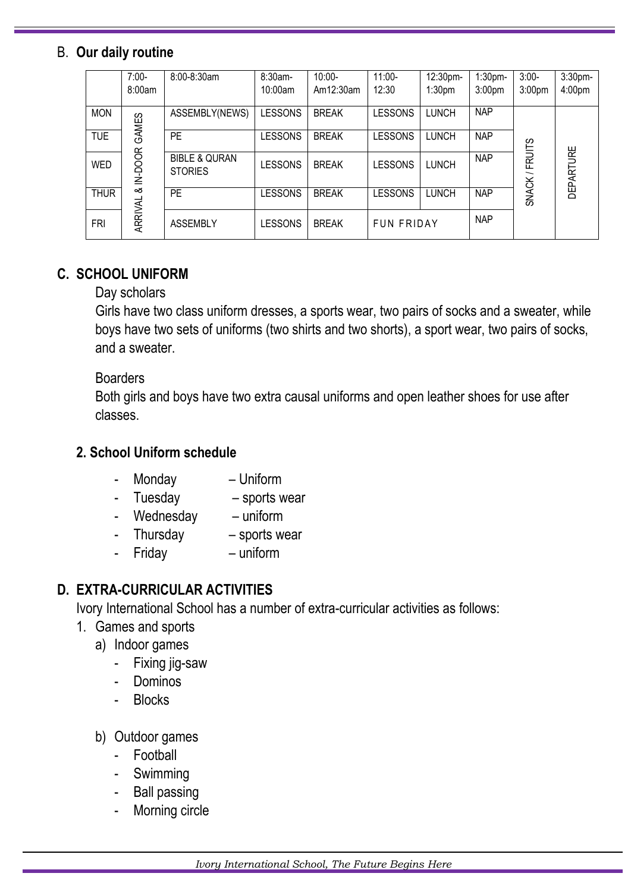## B. Our daily routine

| | 7:00-8:00am | 8:00-8:30am | 8:30am-10:00am | 10:00-Am12:30am | 11:00-12:30 | 12:30pm-1:30pm | 1:30pm-3:00pm | 3:00-3:00pm | 3:30pm-4:00pm |
|---|---|---|---|---|---|---|---|---|---|
| MON | ARRIVAL & IN-DOOR GAMES | ASSEMBLY(NEWS) | LESSONS | BREAK | LESSONS | LUNCH | NAP | SNACK / FRUITS | DEPARTURE |
| TUE | | PE | LESSONS | BREAK | LESSONS | LUNCH | NAP | | |
| WED | | BIBLE & QURAN STORIES | LESSONS | BREAK | LESSONS | LUNCH | NAP | | |
| THUR | | PE | LESSONS | BREAK | LESSONS | LUNCH | NAP | | |
| FRI | | ASSEMBLY | LESSONS | BREAK | FUN FRIDAY | | NAP | | |

## C. SCHOOL UNIFORM

Day scholars

Girls have two class uniform dresses, a sports wear, two pairs of socks and a sweater, while boys have two sets of uniforms (two shirts and two shorts), a sport wear, two pairs of socks, and a sweater.

Boarders

Both girls and boys have two extra causal uniforms and open leather shoes for use after classes.

### 2. School Uniform schedule

- Monday – Uniform
- Tuesday – sports wear
- Wednesday – uniform
- Thursday – sports wear
- Friday – uniform

## D. EXTRA-CURRICULAR ACTIVITIES

Ivory International School has a number of extra-curricular activities as follows:

1. Games and sports
   a) Indoor games
      - Fixing jig-saw
      - Dominos
      - Blocks

   b) Outdoor games
      - Football
      - Swimming
      - Ball passing
      - Morning circle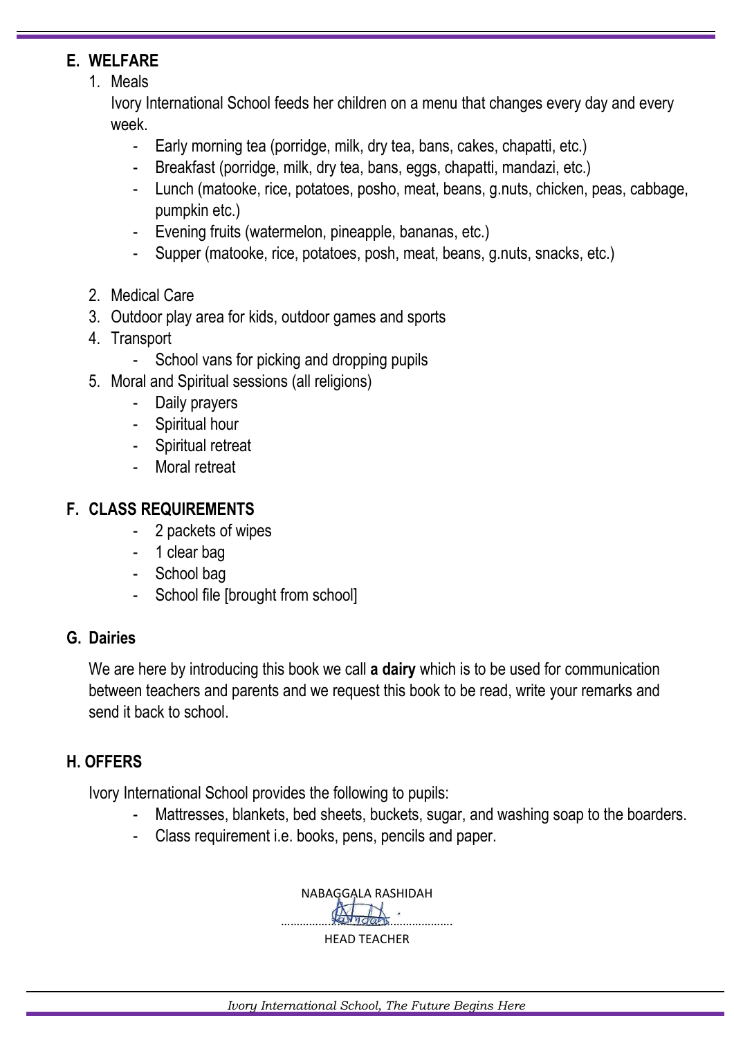## E. WELFARE

1. Meals

   Ivory International School feeds her children on a menu that changes every day and every week.

   - Early morning tea (porridge, milk, dry tea, bans, cakes, chapatti, etc.)
   - Breakfast (porridge, milk, dry tea, bans, eggs, chapatti, mandazi, etc.)
   - Lunch (matooke, rice, potatoes, posho, meat, beans, g.nuts, chicken, peas, cabbage, pumpkin etc.)
   - Evening fruits (watermelon, pineapple, bananas, etc.)
   - Supper (matooke, rice, potatoes, posh, meat, beans, g.nuts, snacks, etc.)

2. Medical Care
3. Outdoor play area for kids, outdoor games and sports
4. Transport
   - School vans for picking and dropping pupils
5. Moral and Spiritual sessions (all religions)
   - Daily prayers
   - Spiritual hour
   - Spiritual retreat
   - Moral retreat

## F. CLASS REQUIREMENTS

- 2 packets of wipes
- 1 clear bag
- School bag
- School file [brought from school]

## G. Dairies

We are here by introducing this book we call **a dairy** which is to be used for communication between teachers and parents and we request this book to be read, write your remarks and send it back to school.

## H. OFFERS

Ivory International School provides the following to pupils:

- Mattresses, blankets, bed sheets, buckets, sugar, and washing soap to the boarders.
- Class requirement i.e. books, pens, pencils and paper.

NABAGGALA RASHIDAH

……………………………………………

HEAD TEACHER